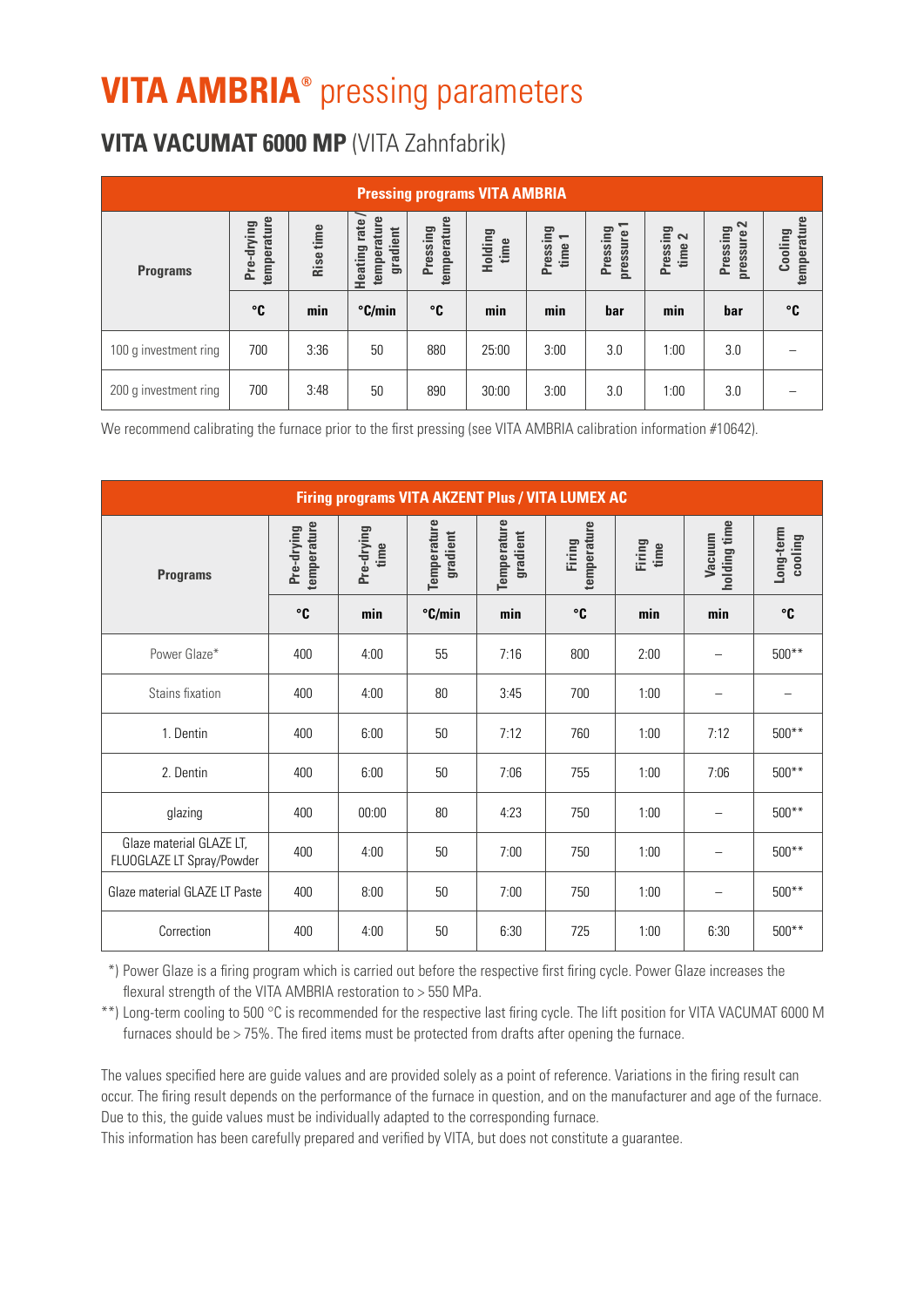# VITA AMBRIA® pressing parameters

## VITA VACUMAT 6000 MP (VITA Zahnfabrik)

| Pressing programs VITA AMBRIA | | | | | | | | | | |
|---|---|---|---|---|---|---|---|---|---|---|
| Programs | Pre-drying temperature | Rise time | Heating rate / temperature gradient | Pressing temperature | Holding time | Pressing time 1 | Pressing pressure 1 | Pressing time 2 | Pressing pressure 2 | Cooling temperature |
| | °C | min | °C/min | °C | min | min | bar | min | bar | °C |
| 100 g investment ring | 700 | 3:36 | 50 | 880 | 25:00 | 3:00 | 3.0 | 1:00 | 3.0 | – |
| 200 g investment ring | 700 | 3:48 | 50 | 890 | 30:00 | 3:00 | 3.0 | 1:00 | 3.0 | – |

We recommend calibrating the furnace prior to the first pressing (see VITA AMBRIA calibration information #10642).

| Firing programs VITA AKZENT Plus / VITA LUMEX AC | | | | | | | | |
|---|---|---|---|---|---|---|---|---|
| Programs | Pre-drying temperature | Pre-drying time | Temperature gradient | Temperature gradient | Firing temperature | Firing time | Vacuum holding time | Long-term cooling |
| | °C | min | °C/min | min | °C | min | min | °C |
| Power Glaze* | 400 | 4:00 | 55 | 7:16 | 800 | 2:00 | – | 500** |
| Stains fixation | 400 | 4:00 | 80 | 3:45 | 700 | 1:00 | – | – |
| 1. Dentin | 400 | 6:00 | 50 | 7:12 | 760 | 1:00 | 7:12 | 500** |
| 2. Dentin | 400 | 6:00 | 50 | 7:06 | 755 | 1:00 | 7:06 | 500** |
| glazing | 400 | 00:00 | 80 | 4:23 | 750 | 1:00 | – | 500** |
| Glaze material GLAZE LT, FLUOGLAZE LT Spray/Powder | 400 | 4:00 | 50 | 7:00 | 750 | 1:00 | – | 500** |
| Glaze material GLAZE LT Paste | 400 | 8:00 | 50 | 7:00 | 750 | 1:00 | – | 500** |
| Correction | 400 | 4:00 | 50 | 6:30 | 725 | 1:00 | 6:30 | 500** |

*) Power Glaze is a firing program which is carried out before the respective first firing cycle. Power Glaze increases the flexural strength of the VITA AMBRIA restoration to > 550 MPa.

**) Long-term cooling to 500 °C is recommended for the respective last firing cycle. The lift position for VITA VACUMAT 6000 M furnaces should be > 75%. The fired items must be protected from drafts after opening the furnace.

The values specified here are guide values and are provided solely as a point of reference. Variations in the firing result can occur. The firing result depends on the performance of the furnace in question, and on the manufacturer and age of the furnace. Due to this, the guide values must be individually adapted to the corresponding furnace.
This information has been carefully prepared and verified by VITA, but does not constitute a guarantee.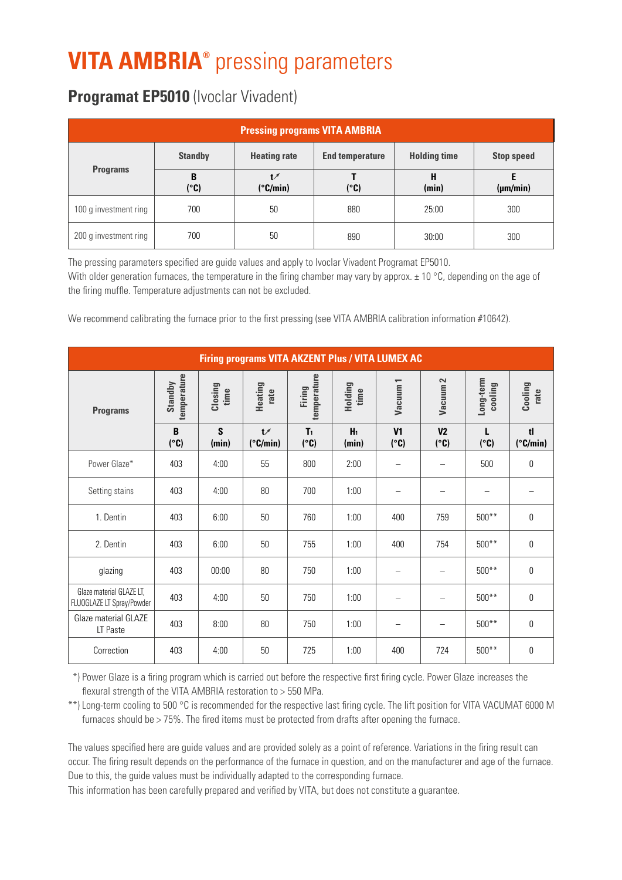# VITA AMBRIA® pressing parameters

## **Programat EP5010** (Ivoclar Vivadent)

| Pressing programs VITA AMBRIA | | | | | |
|---|---|---|---|---|---|
| **Programs** | **Standby** | **Heating rate** | **End temperature** | **Holding time** | **Stop speed** |
| | **B (°C)** | **t↗ (°C/min)** | **T (°C)** | **H (min)** | **E (μm/min)** |
| 100 g investment ring | 700 | 50 | 880 | 25:00 | 300 |
| 200 g investment ring | 700 | 50 | 890 | 30:00 | 300 |

The pressing parameters specified are guide values and apply to Ivoclar Vivadent Programat EP5010.
With older generation furnaces, the temperature in the firing chamber may vary by approx. ± 10 °C, depending on the age of the firing muffle. Temperature adjustments can not be excluded.

We recommend calibrating the furnace prior to the first pressing (see VITA AMBRIA calibration information #10642).

| Firing programs VITA AKZENT Plus / VITA LUMEX AC | | | | | | | | | |
|---|---|---|---|---|---|---|---|---|---|
| **Programs** | **Standby temperature** | **Closing time** | **Heating rate** | **Firing temperature** | **Holding time** | **Vacuum 1** | **Vacuum 2** | **Long-term cooling** | **Cooling rate** |
| | **B (°C)** | **S (min)** | **t↗ (°C/min)** | **$T_1$ (°C)** | **$H_1$ (min)** | **V1 (°C)** | **V2 (°C)** | **L (°C)** | **tl (°C/min)** |
| Power Glaze* | 403 | 4:00 | 55 | 800 | 2:00 | – | – | 500 | 0 |
| Setting stains | 403 | 4:00 | 80 | 700 | 1:00 | – | – | – | – |
| 1. Dentin | 403 | 6:00 | 50 | 760 | 1:00 | 400 | 759 | 500** | 0 |
| 2. Dentin | 403 | 6:00 | 50 | 755 | 1:00 | 400 | 754 | 500** | 0 |
| glazing | 403 | 00:00 | 80 | 750 | 1:00 | – | – | 500** | 0 |
| Glaze material GLAZE LT, FLUOGLAZE LT Spray/Powder | 403 | 4:00 | 50 | 750 | 1:00 | – | – | 500** | 0 |
| Glaze material GLAZE LT Paste | 403 | 8:00 | 80 | 750 | 1:00 | – | – | 500** | 0 |
| Correction | 403 | 4:00 | 50 | 725 | 1:00 | 400 | 724 | 500** | 0 |

*) Power Glaze is a firing program which is carried out before the respective first firing cycle. Power Glaze increases the flexural strength of the VITA AMBRIA restoration to > 550 MPa.

**) Long-term cooling to 500 °C is recommended for the respective last firing cycle. The lift position for VITA VACUMAT 6000 M furnaces should be > 75%. The fired items must be protected from drafts after opening the furnace.

The values specified here are guide values and are provided solely as a point of reference. Variations in the firing result can occur. The firing result depends on the performance of the furnace in question, and on the manufacturer and age of the furnace. Due to this, the guide values must be individually adapted to the corresponding furnace.
This information has been carefully prepared and verified by VITA, but does not constitute a guarantee.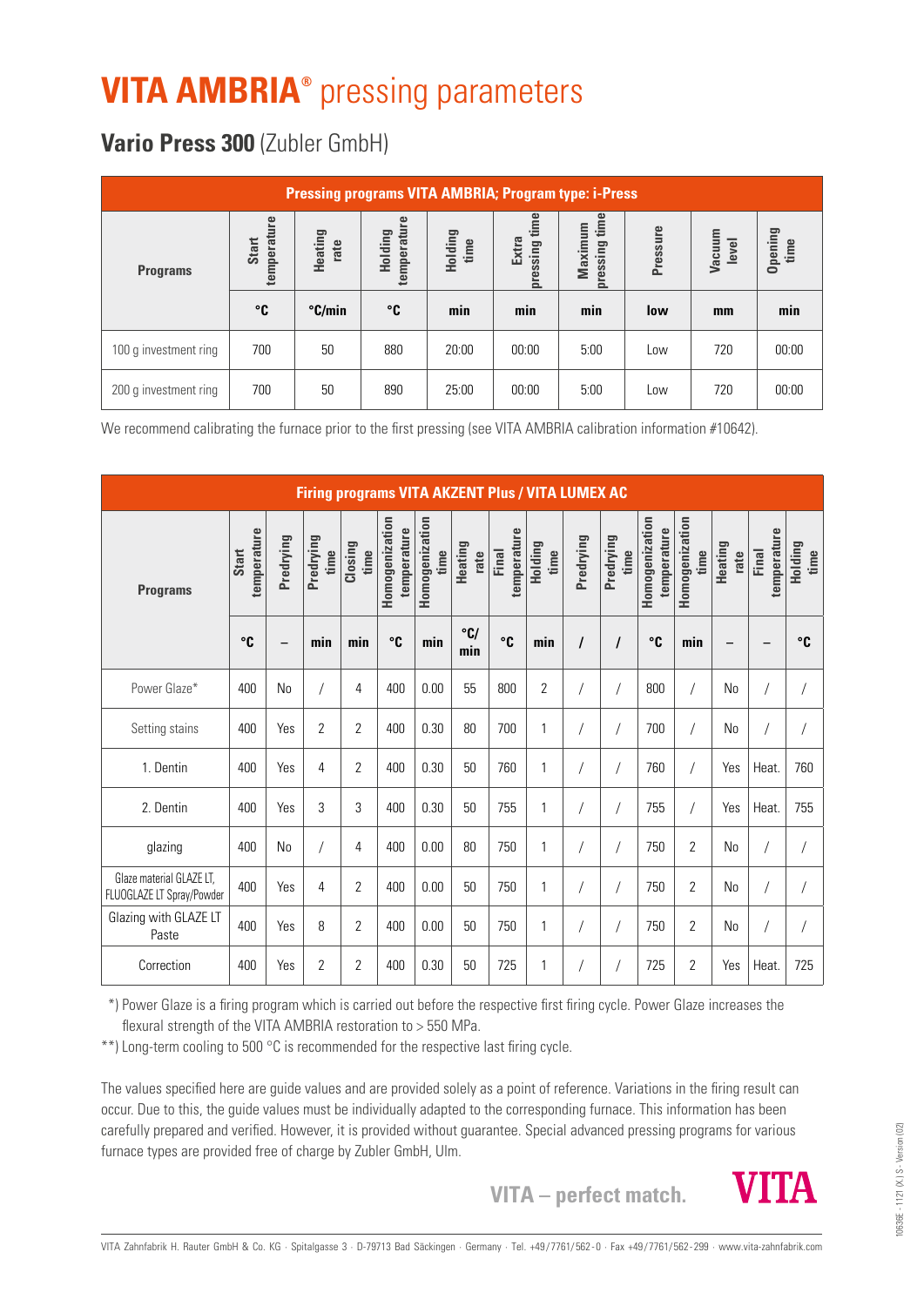# VITA AMBRIA® pressing parameters

## Vario Press 300 (Zubler GmbH)

| Pressing programs VITA AMBRIA; Program type: i-Press | | | | | | | | | |
|---|---|---|---|---|---|---|---|---|---|
| Programs | Start temperature | Heating rate | Holding temperature | Holding time | Extra pressing time | Maximum pressing time | Pressure | Vacuum level | Opening time |
| | °C | °C/min | °C | min | min | min | low | mm | min |
| 100 g investment ring | 700 | 50 | 880 | 20:00 | 00:00 | 5:00 | Low | 720 | 00:00 |
| 200 g investment ring | 700 | 50 | 890 | 25:00 | 00:00 | 5:00 | Low | 720 | 00:00 |

We recommend calibrating the furnace prior to the first pressing (see VITA AMBRIA calibration information #10642).

| Firing programs VITA AKZENT Plus / VITA LUMEX AC | | | | | | | | | | | | | | | | | |
|---|---|---|---|---|---|---|---|---|---|---|---|---|---|---|---|---|---|
| Programs | Start temperature | Predrying | Predrying time | Closing time | Homogenization temperature | Homogenization time | Heating rate | Final temperature | Holding time | Predrying | Predrying time | Homogenization temperature | Homogenization time | Heating rate | Final temperature | Holding time |
| | °C | – | min | min | °C | min | °C/min | °C | min | / | / | °C | min | – | – | °C |
| Power Glaze* | 400 | No | / | 4 | 400 | 0.00 | 55 | 800 | 2 | / | / | 800 | / | No | / | / |
| Setting stains | 400 | Yes | 2 | 2 | 400 | 0.30 | 80 | 700 | 1 | / | / | 700 | / | No | / | / |
| 1. Dentin | 400 | Yes | 4 | 2 | 400 | 0.30 | 50 | 760 | 1 | / | / | 760 | / | Yes | Heat. | 760 |
| 2. Dentin | 400 | Yes | 3 | 3 | 400 | 0.30 | 50 | 755 | 1 | / | / | 755 | / | Yes | Heat. | 755 |
| glazing | 400 | No | / | 4 | 400 | 0.00 | 80 | 750 | 1 | / | / | 750 | 2 | No | / | / |
| Glaze material GLAZE LT, FLUOGLAZE LT Spray/Powder | 400 | Yes | 4 | 2 | 400 | 0.00 | 50 | 750 | 1 | / | / | 750 | 2 | No | / | / |
| Glazing with GLAZE LT Paste | 400 | Yes | 8 | 2 | 400 | 0.00 | 50 | 750 | 1 | / | / | 750 | 2 | No | / | / |
| Correction | 400 | Yes | 2 | 2 | 400 | 0.30 | 50 | 725 | 1 | / | / | 725 | 2 | Yes | Heat. | 725 |

*) Power Glaze is a firing program which is carried out before the respective first firing cycle. Power Glaze increases the flexural strength of the VITA AMBRIA restoration to > 550 MPa.

**) Long-term cooling to 500 °C is recommended for the respective last firing cycle.

The values specified here are guide values and are provided solely as a point of reference. Variations in the firing result can occur. Due to this, the guide values must be individually adapted to the corresponding furnace. This information has been carefully prepared and verified. However, it is provided without guarantee. Special advanced pressing programs for various furnace types are provided free of charge by Zubler GmbH, Ulm.

VITA – perfect match.

VITA

10636E - 1121 (X.) S - Version (02)

VITA Zahnfabrik H. Rauter GmbH & Co. KG · Spitalgasse 3 · D-79713 Bad Säckingen · Germany · Tel. +49/7761/562-0 · Fax +49/7761/562-299 · www.vita-zahnfabrik.com